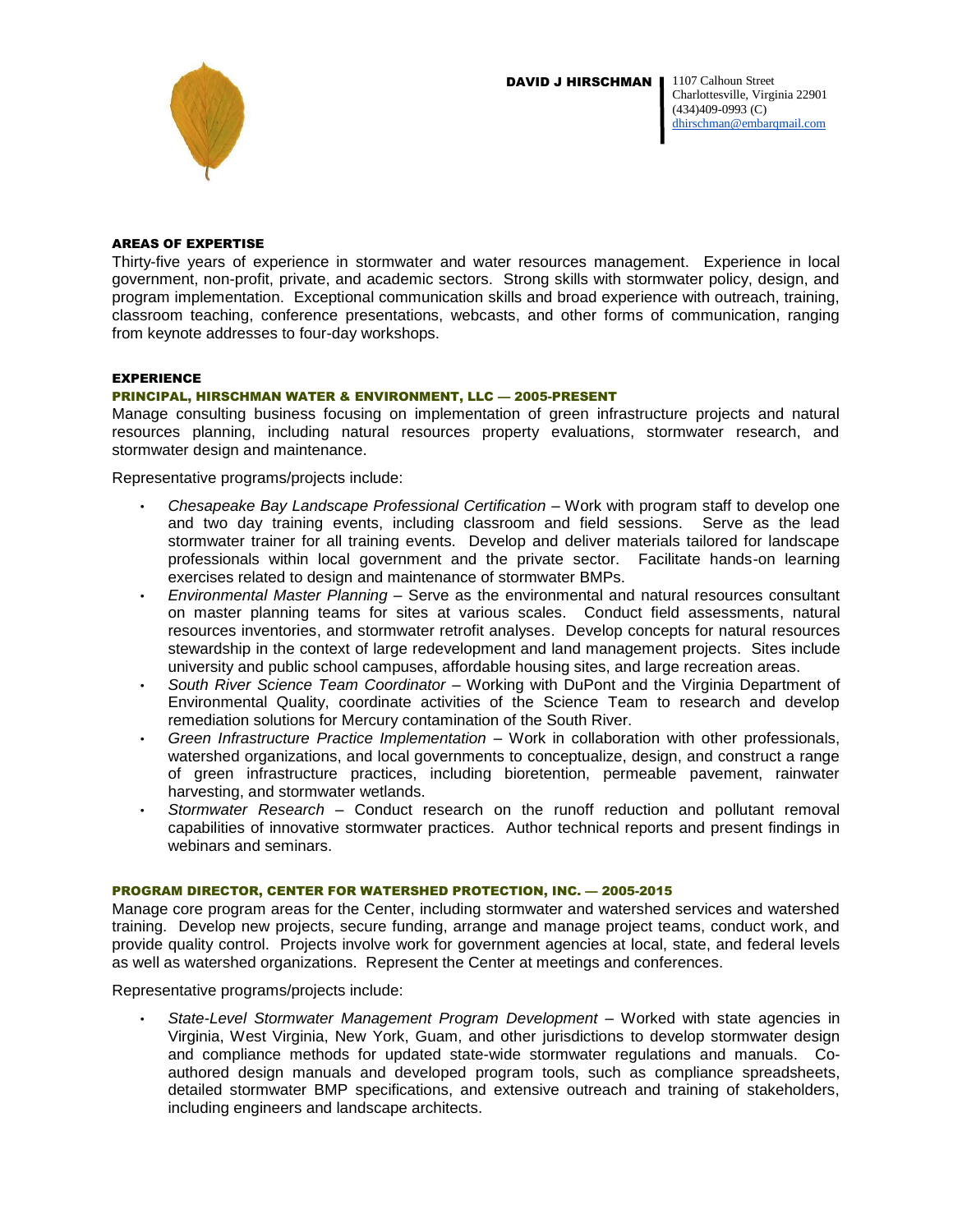**DAVID J HIRSCHMAN**

1107 Calhoun Street
Charlottesville, Virginia 22901
(434)409-0993 (C)
dhirschman@embarqmail.com

## AREAS OF EXPERTISE

Thirty-five years of experience in stormwater and water resources management. Experience in local government, non-profit, private, and academic sectors. Strong skills with stormwater policy, design, and program implementation. Exceptional communication skills and broad experience with outreach, training, classroom teaching, conference presentations, webcasts, and other forms of communication, ranging from keynote addresses to four-day workshops.

## EXPERIENCE

### PRINCIPAL, HIRSCHMAN WATER & ENVIRONMENT, LLC — 2005-PRESENT

Manage consulting business focusing on implementation of green infrastructure projects and natural resources planning, including natural resources property evaluations, stormwater research, and stormwater design and maintenance.

Representative programs/projects include:

- *Chesapeake Bay Landscape Professional Certification* – Work with program staff to develop one and two day training events, including classroom and field sessions. Serve as the lead stormwater trainer for all training events. Develop and deliver materials tailored for landscape professionals within local government and the private sector. Facilitate hands-on learning exercises related to design and maintenance of stormwater BMPs.
- *Environmental Master Planning* – Serve as the environmental and natural resources consultant on master planning teams for sites at various scales. Conduct field assessments, natural resources inventories, and stormwater retrofit analyses. Develop concepts for natural resources stewardship in the context of large redevelopment and land management projects. Sites include university and public school campuses, affordable housing sites, and large recreation areas.
- *South River Science Team Coordinator* – Working with DuPont and the Virginia Department of Environmental Quality, coordinate activities of the Science Team to research and develop remediation solutions for Mercury contamination of the South River.
- *Green Infrastructure Practice Implementation* – Work in collaboration with other professionals, watershed organizations, and local governments to conceptualize, design, and construct a range of green infrastructure practices, including bioretention, permeable pavement, rainwater harvesting, and stormwater wetlands.
- *Stormwater Research* – Conduct research on the runoff reduction and pollutant removal capabilities of innovative stormwater practices. Author technical reports and present findings in webinars and seminars.

### PROGRAM DIRECTOR, CENTER FOR WATERSHED PROTECTION, INC. — 2005-2015

Manage core program areas for the Center, including stormwater and watershed services and watershed training. Develop new projects, secure funding, arrange and manage project teams, conduct work, and provide quality control. Projects involve work for government agencies at local, state, and federal levels as well as watershed organizations. Represent the Center at meetings and conferences.

Representative programs/projects include:

- *State-Level Stormwater Management Program Development* – Worked with state agencies in Virginia, West Virginia, New York, Guam, and other jurisdictions to develop stormwater design and compliance methods for updated state-wide stormwater regulations and manuals. Co-authored design manuals and developed program tools, such as compliance spreadsheets, detailed stormwater BMP specifications, and extensive outreach and training of stakeholders, including engineers and landscape architects.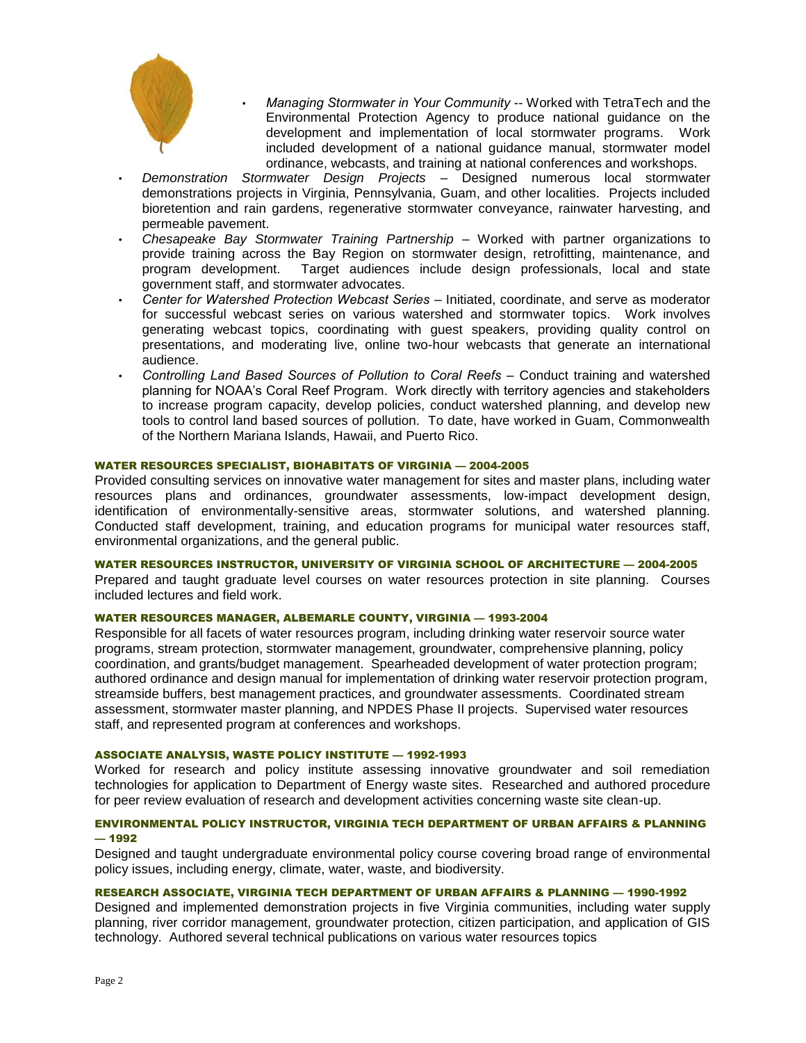- *Managing Stormwater in Your Community* -- Worked with TetraTech and the Environmental Protection Agency to produce national guidance on the development and implementation of local stormwater programs. Work included development of a national guidance manual, stormwater model ordinance, webcasts, and training at national conferences and workshops.
- *Demonstration Stormwater Design Projects* – Designed numerous local stormwater demonstrations projects in Virginia, Pennsylvania, Guam, and other localities. Projects included bioretention and rain gardens, regenerative stormwater conveyance, rainwater harvesting, and permeable pavement.
- *Chesapeake Bay Stormwater Training Partnership* – Worked with partner organizations to provide training across the Bay Region on stormwater design, retrofitting, maintenance, and program development. Target audiences include design professionals, local and state government staff, and stormwater advocates.
- *Center for Watershed Protection Webcast Series* – Initiated, coordinate, and serve as moderator for successful webcast series on various watershed and stormwater topics. Work involves generating webcast topics, coordinating with guest speakers, providing quality control on presentations, and moderating live, online two-hour webcasts that generate an international audience.
- *Controlling Land Based Sources of Pollution to Coral Reefs* – Conduct training and watershed planning for NOAA's Coral Reef Program. Work directly with territory agencies and stakeholders to increase program capacity, develop policies, conduct watershed planning, and develop new tools to control land based sources of pollution. To date, have worked in Guam, Commonwealth of the Northern Mariana Islands, Hawaii, and Puerto Rico.

#### WATER RESOURCES SPECIALIST, BIOHABITATS OF VIRGINIA — 2004-2005

Provided consulting services on innovative water management for sites and master plans, including water resources plans and ordinances, groundwater assessments, low-impact development design, identification of environmentally-sensitive areas, stormwater solutions, and watershed planning. Conducted staff development, training, and education programs for municipal water resources staff, environmental organizations, and the general public.

#### WATER RESOURCES INSTRUCTOR, UNIVERSITY OF VIRGINIA SCHOOL OF ARCHITECTURE — 2004-2005

Prepared and taught graduate level courses on water resources protection in site planning. Courses included lectures and field work.

#### WATER RESOURCES MANAGER, ALBEMARLE COUNTY, VIRGINIA — 1993-2004

Responsible for all facets of water resources program, including drinking water reservoir source water programs, stream protection, stormwater management, groundwater, comprehensive planning, policy coordination, and grants/budget management. Spearheaded development of water protection program; authored ordinance and design manual for implementation of drinking water reservoir protection program, streamside buffers, best management practices, and groundwater assessments. Coordinated stream assessment, stormwater master planning, and NPDES Phase II projects. Supervised water resources staff, and represented program at conferences and workshops.

#### ASSOCIATE ANALYSIS, WASTE POLICY INSTITUTE — 1992-1993

Worked for research and policy institute assessing innovative groundwater and soil remediation technologies for application to Department of Energy waste sites. Researched and authored procedure for peer review evaluation of research and development activities concerning waste site clean-up.

#### ENVIRONMENTAL POLICY INSTRUCTOR, VIRGINIA TECH DEPARTMENT OF URBAN AFFAIRS & PLANNING — 1992

Designed and taught undergraduate environmental policy course covering broad range of environmental policy issues, including energy, climate, water, waste, and biodiversity.

#### RESEARCH ASSOCIATE, VIRGINIA TECH DEPARTMENT OF URBAN AFFAIRS & PLANNING — 1990-1992

Designed and implemented demonstration projects in five Virginia communities, including water supply planning, river corridor management, groundwater protection, citizen participation, and application of GIS technology. Authored several technical publications on various water resources topics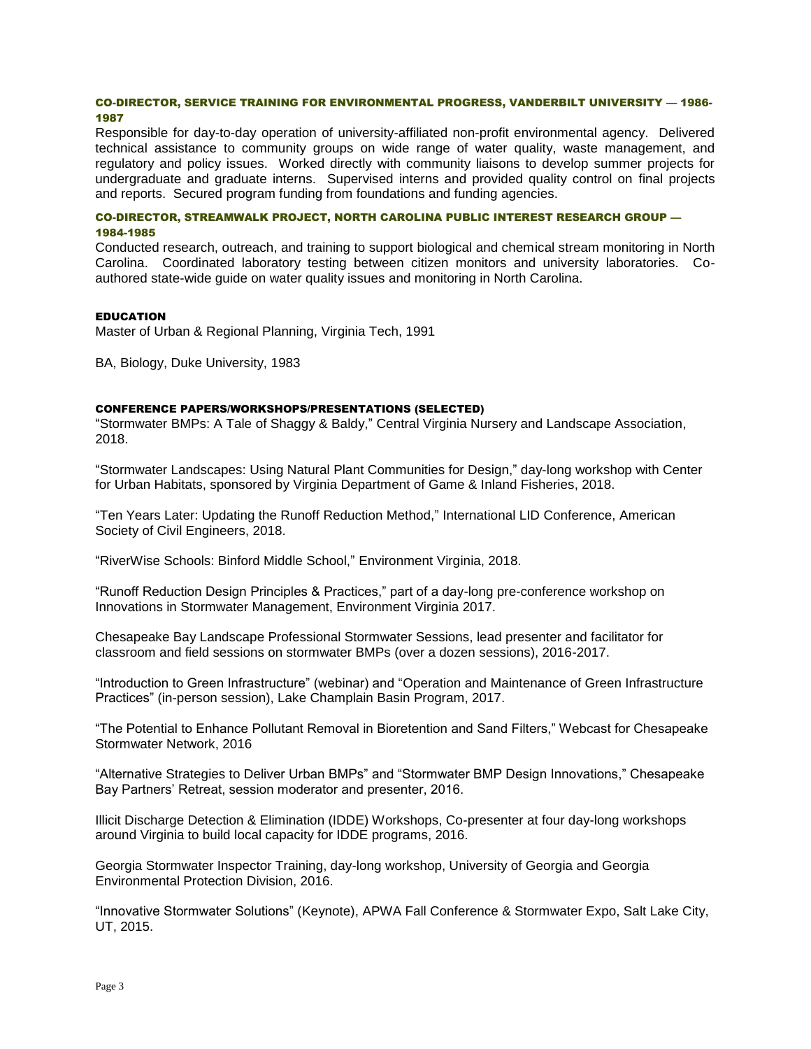### CO-DIRECTOR, SERVICE TRAINING FOR ENVIRONMENTAL PROGRESS, VANDERBILT UNIVERSITY — 1986-1987

Responsible for day-to-day operation of university-affiliated non-profit environmental agency. Delivered technical assistance to community groups on wide range of water quality, waste management, and regulatory and policy issues. Worked directly with community liaisons to develop summer projects for undergraduate and graduate interns. Supervised interns and provided quality control on final projects and reports. Secured program funding from foundations and funding agencies.

### CO-DIRECTOR, STREAMWALK PROJECT, NORTH CAROLINA PUBLIC INTEREST RESEARCH GROUP — 1984-1985

Conducted research, outreach, and training to support biological and chemical stream monitoring in North Carolina. Coordinated laboratory testing between citizen monitors and university laboratories. Co-authored state-wide guide on water quality issues and monitoring in North Carolina.

## EDUCATION

Master of Urban & Regional Planning, Virginia Tech, 1991

BA, Biology, Duke University, 1983

## CONFERENCE PAPERS/WORKSHOPS/PRESENTATIONS (SELECTED)

"Stormwater BMPs: A Tale of Shaggy & Baldy," Central Virginia Nursery and Landscape Association, 2018.

"Stormwater Landscapes: Using Natural Plant Communities for Design," day-long workshop with Center for Urban Habitats, sponsored by Virginia Department of Game & Inland Fisheries, 2018.

"Ten Years Later: Updating the Runoff Reduction Method," International LID Conference, American Society of Civil Engineers, 2018.

"RiverWise Schools: Binford Middle School," Environment Virginia, 2018.

"Runoff Reduction Design Principles & Practices," part of a day-long pre-conference workshop on Innovations in Stormwater Management, Environment Virginia 2017.

Chesapeake Bay Landscape Professional Stormwater Sessions, lead presenter and facilitator for classroom and field sessions on stormwater BMPs (over a dozen sessions), 2016-2017.

"Introduction to Green Infrastructure" (webinar) and "Operation and Maintenance of Green Infrastructure Practices" (in-person session), Lake Champlain Basin Program, 2017.

"The Potential to Enhance Pollutant Removal in Bioretention and Sand Filters," Webcast for Chesapeake Stormwater Network, 2016

"Alternative Strategies to Deliver Urban BMPs" and "Stormwater BMP Design Innovations," Chesapeake Bay Partners' Retreat, session moderator and presenter, 2016.

Illicit Discharge Detection & Elimination (IDDE) Workshops, Co-presenter at four day-long workshops around Virginia to build local capacity for IDDE programs, 2016.

Georgia Stormwater Inspector Training, day-long workshop, University of Georgia and Georgia Environmental Protection Division, 2016.

"Innovative Stormwater Solutions" (Keynote), APWA Fall Conference & Stormwater Expo, Salt Lake City, UT, 2015.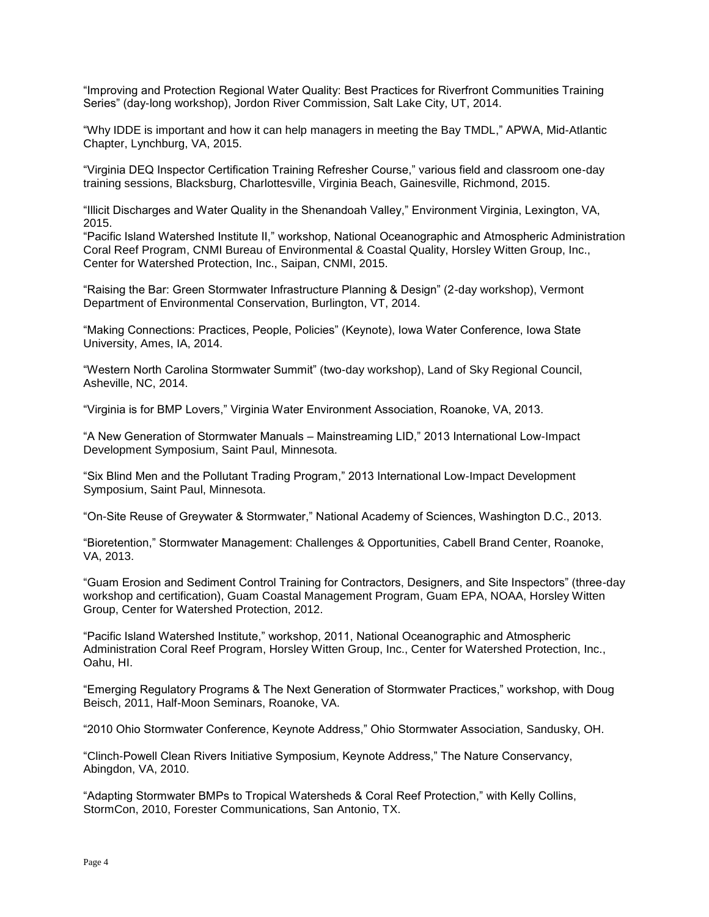"Improving and Protection Regional Water Quality: Best Practices for Riverfront Communities Training Series" (day-long workshop), Jordon River Commission, Salt Lake City, UT, 2014.

"Why IDDE is important and how it can help managers in meeting the Bay TMDL," APWA, Mid-Atlantic Chapter, Lynchburg, VA, 2015.

"Virginia DEQ Inspector Certification Training Refresher Course," various field and classroom one-day training sessions, Blacksburg, Charlottesville, Virginia Beach, Gainesville, Richmond, 2015.

"Illicit Discharges and Water Quality in the Shenandoah Valley," Environment Virginia, Lexington, VA, 2015.

"Pacific Island Watershed Institute II," workshop, National Oceanographic and Atmospheric Administration Coral Reef Program, CNMI Bureau of Environmental & Coastal Quality, Horsley Witten Group, Inc., Center for Watershed Protection, Inc., Saipan, CNMI, 2015.

"Raising the Bar: Green Stormwater Infrastructure Planning & Design" (2-day workshop), Vermont Department of Environmental Conservation, Burlington, VT, 2014.

"Making Connections: Practices, People, Policies" (Keynote), Iowa Water Conference, Iowa State University, Ames, IA, 2014.

"Western North Carolina Stormwater Summit" (two-day workshop), Land of Sky Regional Council, Asheville, NC, 2014.

"Virginia is for BMP Lovers," Virginia Water Environment Association, Roanoke, VA, 2013.

"A New Generation of Stormwater Manuals – Mainstreaming LID," 2013 International Low-Impact Development Symposium, Saint Paul, Minnesota.

"Six Blind Men and the Pollutant Trading Program," 2013 International Low-Impact Development Symposium, Saint Paul, Minnesota.

"On-Site Reuse of Greywater & Stormwater," National Academy of Sciences, Washington D.C., 2013.

"Bioretention," Stormwater Management: Challenges & Opportunities, Cabell Brand Center, Roanoke, VA, 2013.

"Guam Erosion and Sediment Control Training for Contractors, Designers, and Site Inspectors" (three-day workshop and certification), Guam Coastal Management Program, Guam EPA, NOAA, Horsley Witten Group, Center for Watershed Protection, 2012.

"Pacific Island Watershed Institute," workshop, 2011, National Oceanographic and Atmospheric Administration Coral Reef Program, Horsley Witten Group, Inc., Center for Watershed Protection, Inc., Oahu, HI.

"Emerging Regulatory Programs & The Next Generation of Stormwater Practices," workshop, with Doug Beisch, 2011, Half-Moon Seminars, Roanoke, VA.

"2010 Ohio Stormwater Conference, Keynote Address," Ohio Stormwater Association, Sandusky, OH.

"Clinch-Powell Clean Rivers Initiative Symposium, Keynote Address," The Nature Conservancy, Abingdon, VA, 2010.

"Adapting Stormwater BMPs to Tropical Watersheds & Coral Reef Protection," with Kelly Collins, StormCon, 2010, Forester Communications, San Antonio, TX.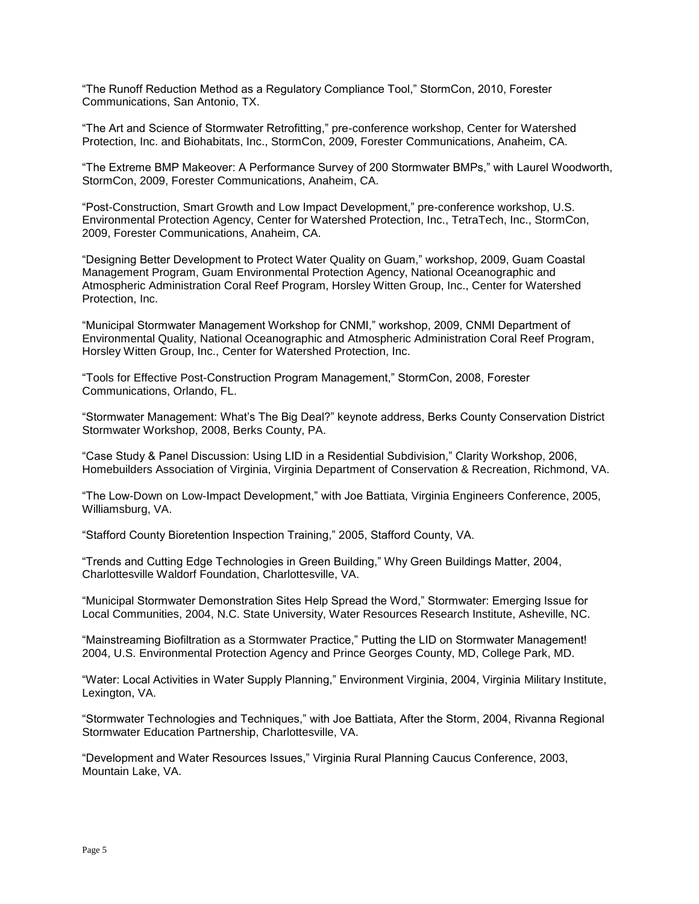“The Runoff Reduction Method as a Regulatory Compliance Tool,” StormCon, 2010, Forester Communications, San Antonio, TX.

“The Art and Science of Stormwater Retrofitting,” pre-conference workshop, Center for Watershed Protection, Inc. and Biohabitats, Inc., StormCon, 2009, Forester Communications, Anaheim, CA.

“The Extreme BMP Makeover: A Performance Survey of 200 Stormwater BMPs,” with Laurel Woodworth, StormCon, 2009, Forester Communications, Anaheim, CA.

“Post-Construction, Smart Growth and Low Impact Development,” pre-conference workshop, U.S. Environmental Protection Agency, Center for Watershed Protection, Inc., TetraTech, Inc., StormCon, 2009, Forester Communications, Anaheim, CA.

“Designing Better Development to Protect Water Quality on Guam,” workshop, 2009, Guam Coastal Management Program, Guam Environmental Protection Agency, National Oceanographic and Atmospheric Administration Coral Reef Program, Horsley Witten Group, Inc., Center for Watershed Protection, Inc.

“Municipal Stormwater Management Workshop for CNMI,” workshop, 2009, CNMI Department of Environmental Quality, National Oceanographic and Atmospheric Administration Coral Reef Program, Horsley Witten Group, Inc., Center for Watershed Protection, Inc.

“Tools for Effective Post-Construction Program Management,” StormCon, 2008, Forester Communications, Orlando, FL.

“Stormwater Management: What’s The Big Deal?” keynote address, Berks County Conservation District Stormwater Workshop, 2008, Berks County, PA.

“Case Study & Panel Discussion: Using LID in a Residential Subdivision,” Clarity Workshop, 2006, Homebuilders Association of Virginia, Virginia Department of Conservation & Recreation, Richmond, VA.

“The Low-Down on Low-Impact Development,” with Joe Battiata, Virginia Engineers Conference, 2005, Williamsburg, VA.

“Stafford County Bioretention Inspection Training,” 2005, Stafford County, VA.

“Trends and Cutting Edge Technologies in Green Building,” Why Green Buildings Matter, 2004, Charlottesville Waldorf Foundation, Charlottesville, VA.

“Municipal Stormwater Demonstration Sites Help Spread the Word,” Stormwater: Emerging Issue for Local Communities, 2004, N.C. State University, Water Resources Research Institute, Asheville, NC.

“Mainstreaming Biofiltration as a Stormwater Practice,” Putting the LID on Stormwater Management! 2004, U.S. Environmental Protection Agency and Prince Georges County, MD, College Park, MD.

“Water: Local Activities in Water Supply Planning,” Environment Virginia, 2004, Virginia Military Institute, Lexington, VA.

“Stormwater Technologies and Techniques,” with Joe Battiata, After the Storm, 2004, Rivanna Regional Stormwater Education Partnership, Charlottesville, VA.

“Development and Water Resources Issues,” Virginia Rural Planning Caucus Conference, 2003, Mountain Lake, VA.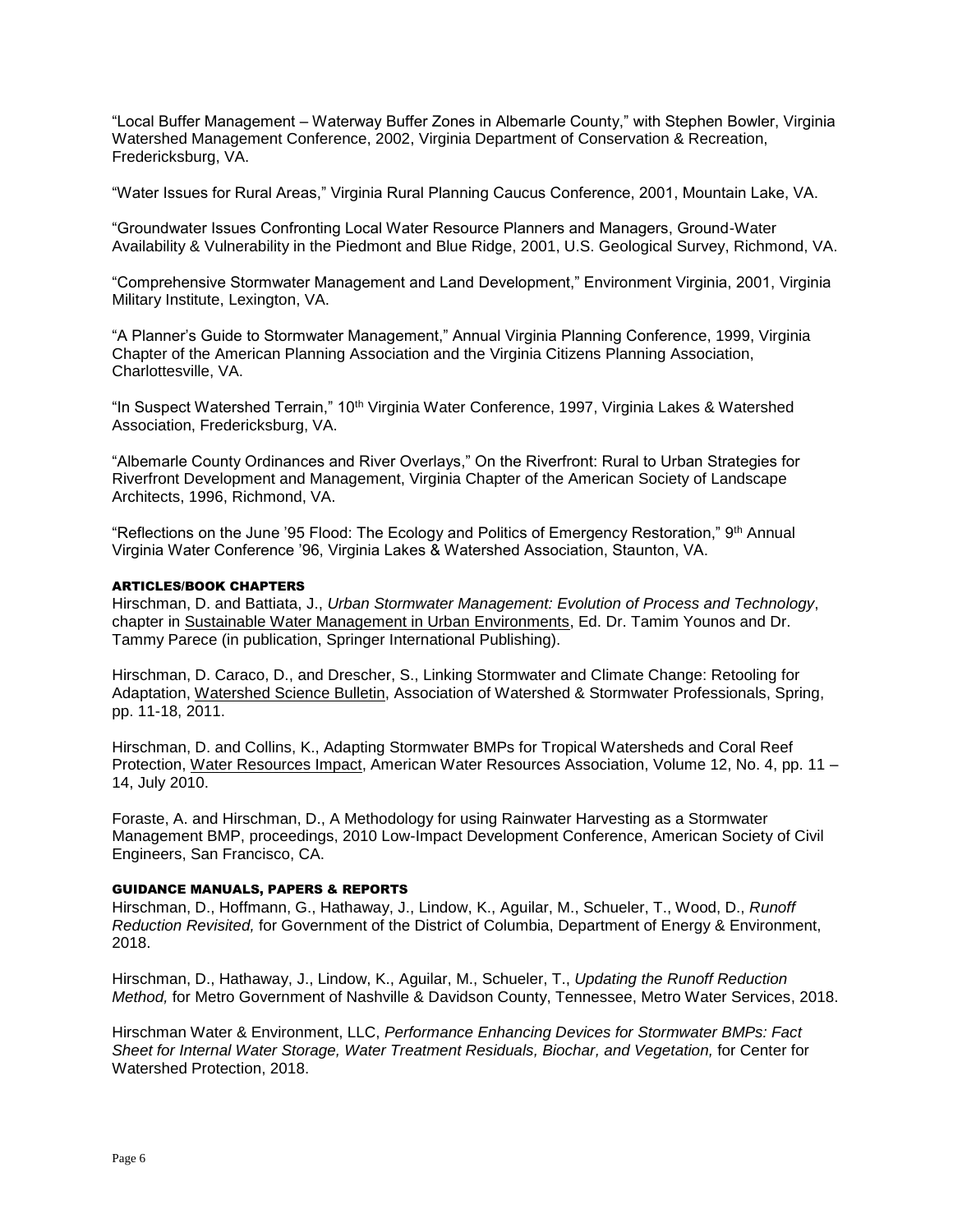"Local Buffer Management – Waterway Buffer Zones in Albemarle County," with Stephen Bowler, Virginia Watershed Management Conference, 2002, Virginia Department of Conservation & Recreation, Fredericksburg, VA.

"Water Issues for Rural Areas," Virginia Rural Planning Caucus Conference, 2001, Mountain Lake, VA.

"Groundwater Issues Confronting Local Water Resource Planners and Managers, Ground-Water Availability & Vulnerability in the Piedmont and Blue Ridge, 2001, U.S. Geological Survey, Richmond, VA.

"Comprehensive Stormwater Management and Land Development," Environment Virginia, 2001, Virginia Military Institute, Lexington, VA.

"A Planner's Guide to Stormwater Management," Annual Virginia Planning Conference, 1999, Virginia Chapter of the American Planning Association and the Virginia Citizens Planning Association, Charlottesville, VA.

"In Suspect Watershed Terrain," 10th Virginia Water Conference, 1997, Virginia Lakes & Watershed Association, Fredericksburg, VA.

"Albemarle County Ordinances and River Overlays," On the Riverfront: Rural to Urban Strategies for Riverfront Development and Management, Virginia Chapter of the American Society of Landscape Architects, 1996, Richmond, VA.

"Reflections on the June '95 Flood: The Ecology and Politics of Emergency Restoration," 9th Annual Virginia Water Conference '96, Virginia Lakes & Watershed Association, Staunton, VA.

### ARTICLES/BOOK CHAPTERS

Hirschman, D. and Battiata, J., *Urban Stormwater Management: Evolution of Process and Technology*, chapter in Sustainable Water Management in Urban Environments, Ed. Dr. Tamim Younos and Dr. Tammy Parece (in publication, Springer International Publishing).

Hirschman, D. Caraco, D., and Drescher, S., Linking Stormwater and Climate Change: Retooling for Adaptation, Watershed Science Bulletin, Association of Watershed & Stormwater Professionals, Spring, pp. 11-18, 2011.

Hirschman, D. and Collins, K., Adapting Stormwater BMPs for Tropical Watersheds and Coral Reef Protection, Water Resources Impact, American Water Resources Association, Volume 12, No. 4, pp. 11 – 14, July 2010.

Foraste, A. and Hirschman, D., A Methodology for using Rainwater Harvesting as a Stormwater Management BMP, proceedings, 2010 Low-Impact Development Conference, American Society of Civil Engineers, San Francisco, CA.

### GUIDANCE MANUALS, PAPERS & REPORTS

Hirschman, D., Hoffmann, G., Hathaway, J., Lindow, K., Aguilar, M., Schueler, T., Wood, D., *Runoff Reduction Revisited,* for Government of the District of Columbia, Department of Energy & Environment, 2018.

Hirschman, D., Hathaway, J., Lindow, K., Aguilar, M., Schueler, T., *Updating the Runoff Reduction Method,* for Metro Government of Nashville & Davidson County, Tennessee, Metro Water Services, 2018.

Hirschman Water & Environment, LLC, *Performance Enhancing Devices for Stormwater BMPs: Fact Sheet for Internal Water Storage, Water Treatment Residuals, Biochar, and Vegetation,* for Center for Watershed Protection, 2018.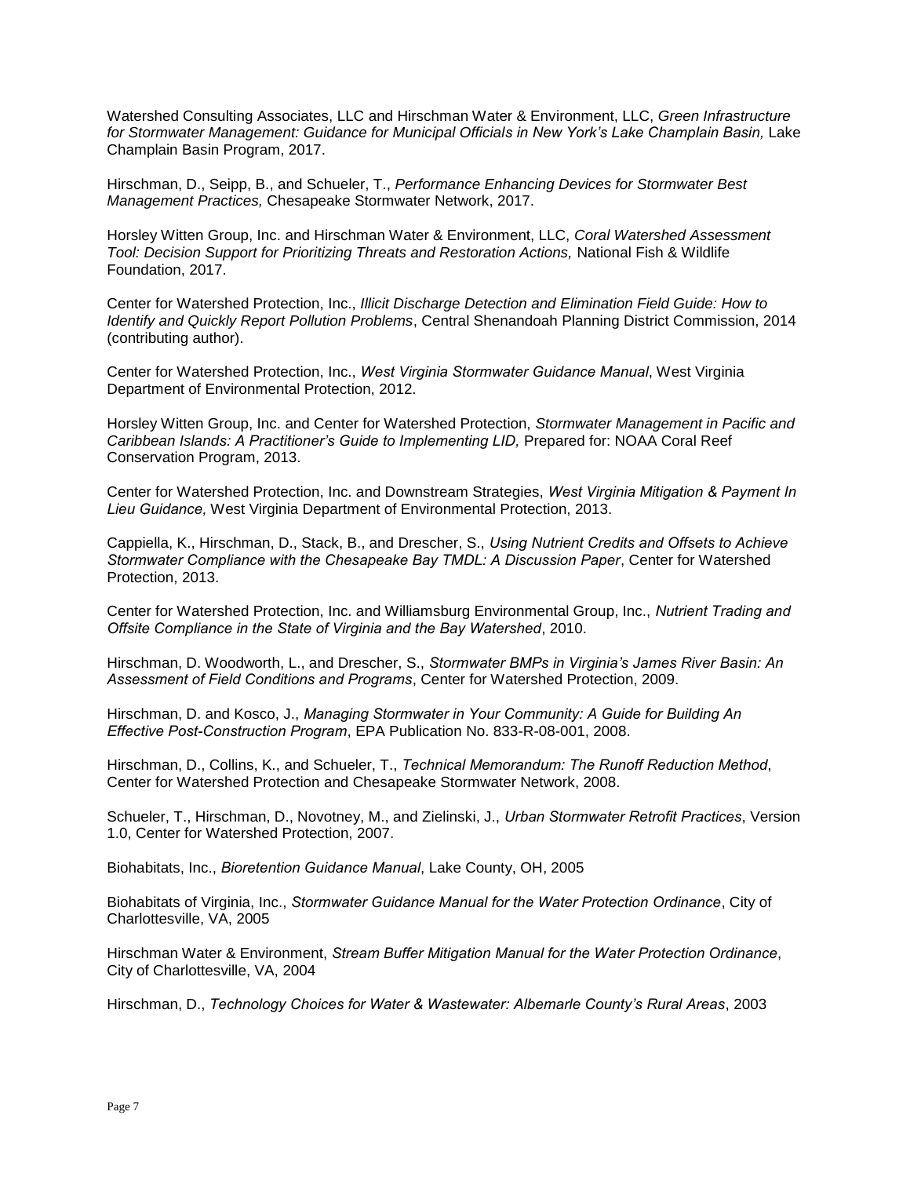Watershed Consulting Associates, LLC and Hirschman Water & Environment, LLC, *Green Infrastructure for Stormwater Management: Guidance for Municipal Officials in New York's Lake Champlain Basin,* Lake Champlain Basin Program, 2017.

Hirschman, D., Seipp, B., and Schueler, T., *Performance Enhancing Devices for Stormwater Best Management Practices,* Chesapeake Stormwater Network, 2017.

Horsley Witten Group, Inc. and Hirschman Water & Environment, LLC, *Coral Watershed Assessment Tool: Decision Support for Prioritizing Threats and Restoration Actions,* National Fish & Wildlife Foundation, 2017.

Center for Watershed Protection, Inc., *Illicit Discharge Detection and Elimination Field Guide: How to Identify and Quickly Report Pollution Problems*, Central Shenandoah Planning District Commission, 2014 (contributing author).

Center for Watershed Protection, Inc., *West Virginia Stormwater Guidance Manual*, West Virginia Department of Environmental Protection, 2012.

Horsley Witten Group, Inc. and Center for Watershed Protection, *Stormwater Management in Pacific and Caribbean Islands: A Practitioner's Guide to Implementing LID,* Prepared for: NOAA Coral Reef Conservation Program, 2013.

Center for Watershed Protection, Inc. and Downstream Strategies, *West Virginia Mitigation & Payment In Lieu Guidance,* West Virginia Department of Environmental Protection, 2013.

Cappiella, K., Hirschman, D., Stack, B., and Drescher, S., *Using Nutrient Credits and Offsets to Achieve Stormwater Compliance with the Chesapeake Bay TMDL: A Discussion Paper*, Center for Watershed Protection, 2013.

Center for Watershed Protection, Inc. and Williamsburg Environmental Group, Inc., *Nutrient Trading and Offsite Compliance in the State of Virginia and the Bay Watershed*, 2010.

Hirschman, D. Woodworth, L., and Drescher, S., *Stormwater BMPs in Virginia's James River Basin: An Assessment of Field Conditions and Programs*, Center for Watershed Protection, 2009.

Hirschman, D. and Kosco, J., *Managing Stormwater in Your Community: A Guide for Building An Effective Post-Construction Program*, EPA Publication No. 833-R-08-001, 2008.

Hirschman, D., Collins, K., and Schueler, T., *Technical Memorandum: The Runoff Reduction Method*, Center for Watershed Protection and Chesapeake Stormwater Network, 2008.

Schueler, T., Hirschman, D., Novotney, M., and Zielinski, J., *Urban Stormwater Retrofit Practices*, Version 1.0, Center for Watershed Protection, 2007.

Biohabitats, Inc., *Bioretention Guidance Manual*, Lake County, OH, 2005

Biohabitats of Virginia, Inc., *Stormwater Guidance Manual for the Water Protection Ordinance*, City of Charlottesville, VA, 2005

Hirschman Water & Environment, *Stream Buffer Mitigation Manual for the Water Protection Ordinance*, City of Charlottesville, VA, 2004

Hirschman, D., *Technology Choices for Water & Wastewater: Albemarle County's Rural Areas*, 2003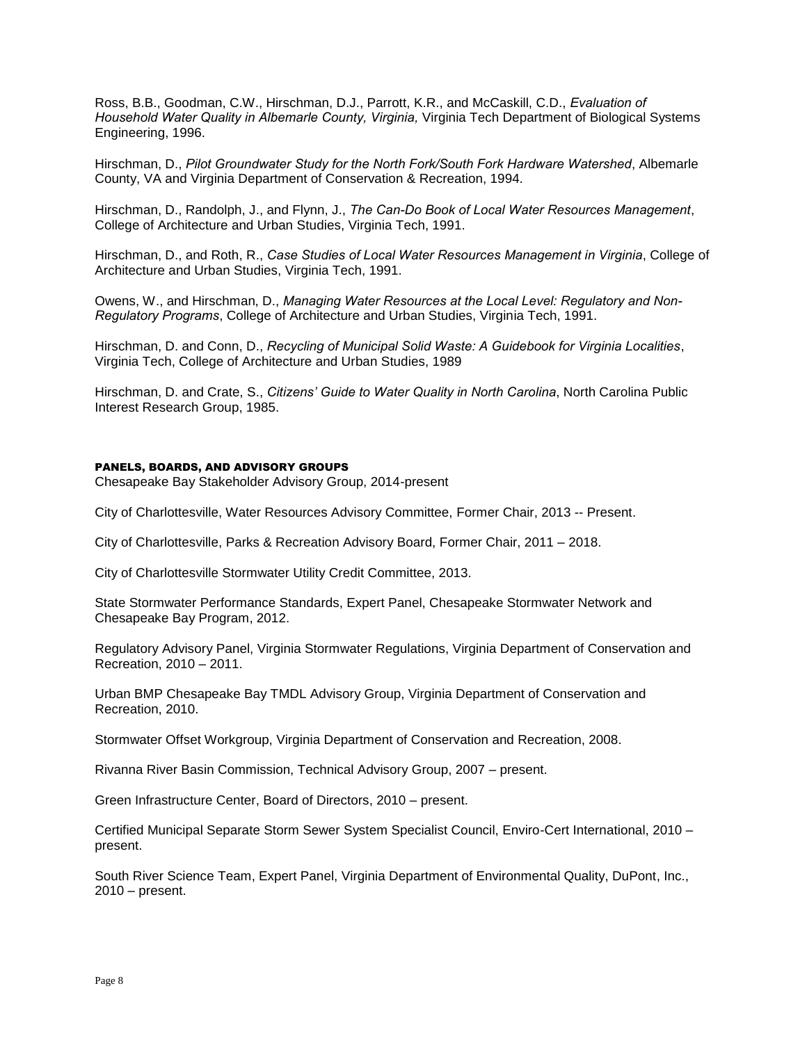Ross, B.B., Goodman, C.W., Hirschman, D.J., Parrott, K.R., and McCaskill, C.D., *Evaluation of Household Water Quality in Albemarle County, Virginia,* Virginia Tech Department of Biological Systems Engineering, 1996.

Hirschman, D., *Pilot Groundwater Study for the North Fork/South Fork Hardware Watershed*, Albemarle County, VA and Virginia Department of Conservation & Recreation, 1994.

Hirschman, D., Randolph, J., and Flynn, J., *The Can-Do Book of Local Water Resources Management*, College of Architecture and Urban Studies, Virginia Tech, 1991.

Hirschman, D., and Roth, R., *Case Studies of Local Water Resources Management in Virginia*, College of Architecture and Urban Studies, Virginia Tech, 1991.

Owens, W., and Hirschman, D., *Managing Water Resources at the Local Level: Regulatory and Non-Regulatory Programs*, College of Architecture and Urban Studies, Virginia Tech, 1991.

Hirschman, D. and Conn, D., *Recycling of Municipal Solid Waste: A Guidebook for Virginia Localities*, Virginia Tech, College of Architecture and Urban Studies, 1989

Hirschman, D. and Crate, S., *Citizens' Guide to Water Quality in North Carolina*, North Carolina Public Interest Research Group, 1985.

## PANELS, BOARDS, AND ADVISORY GROUPS

Chesapeake Bay Stakeholder Advisory Group, 2014-present

City of Charlottesville, Water Resources Advisory Committee, Former Chair, 2013 -- Present.

City of Charlottesville, Parks & Recreation Advisory Board, Former Chair, 2011 – 2018.

City of Charlottesville Stormwater Utility Credit Committee, 2013.

State Stormwater Performance Standards, Expert Panel, Chesapeake Stormwater Network and Chesapeake Bay Program, 2012.

Regulatory Advisory Panel, Virginia Stormwater Regulations, Virginia Department of Conservation and Recreation, 2010 – 2011.

Urban BMP Chesapeake Bay TMDL Advisory Group, Virginia Department of Conservation and Recreation, 2010.

Stormwater Offset Workgroup, Virginia Department of Conservation and Recreation, 2008.

Rivanna River Basin Commission, Technical Advisory Group, 2007 – present.

Green Infrastructure Center, Board of Directors, 2010 – present.

Certified Municipal Separate Storm Sewer System Specialist Council, Enviro-Cert International, 2010 – present.

South River Science Team, Expert Panel, Virginia Department of Environmental Quality, DuPont, Inc., 2010 – present.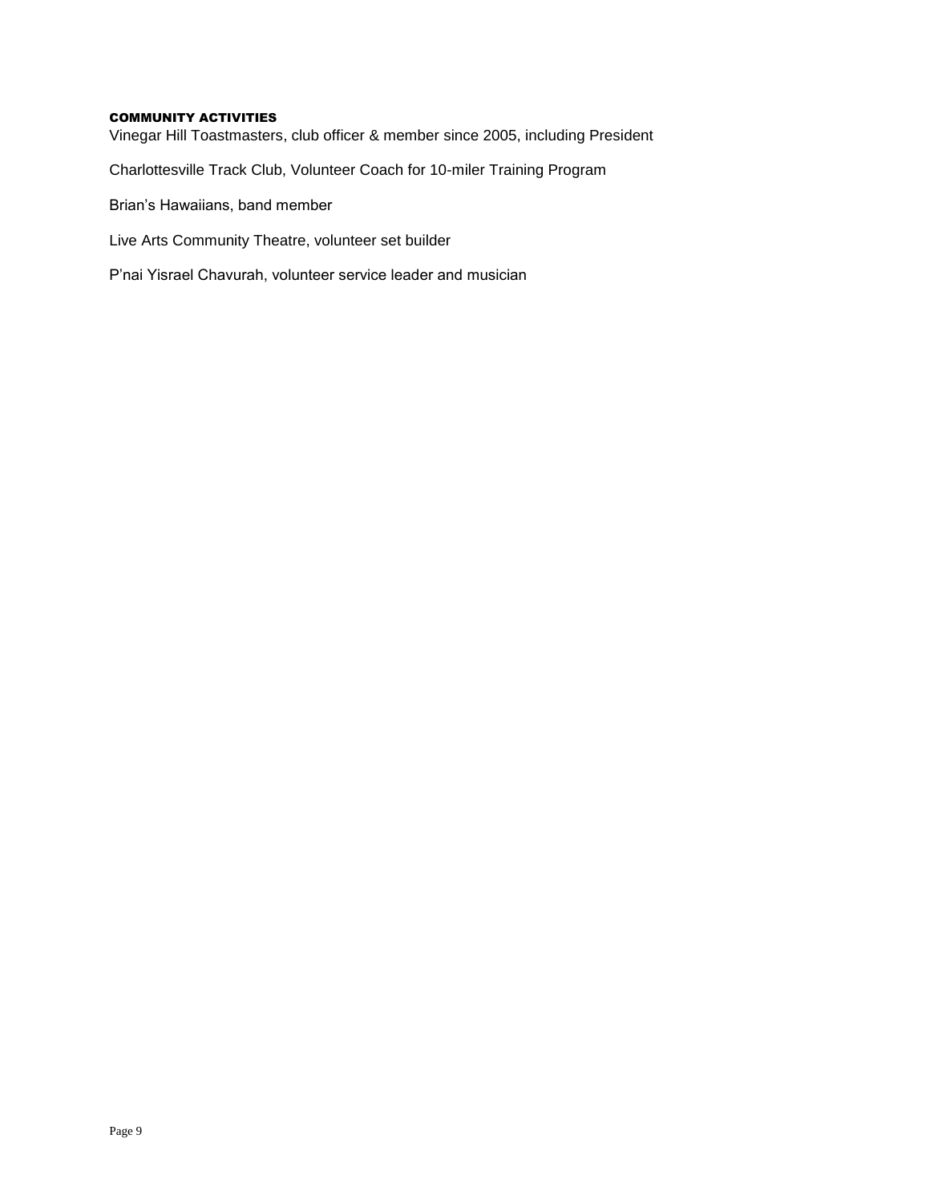## COMMUNITY ACTIVITIES

Vinegar Hill Toastmasters, club officer & member since 2005, including President

Charlottesville Track Club, Volunteer Coach for 10-miler Training Program

Brian's Hawaiians, band member

Live Arts Community Theatre, volunteer set builder

P'nai Yisrael Chavurah, volunteer service leader and musician